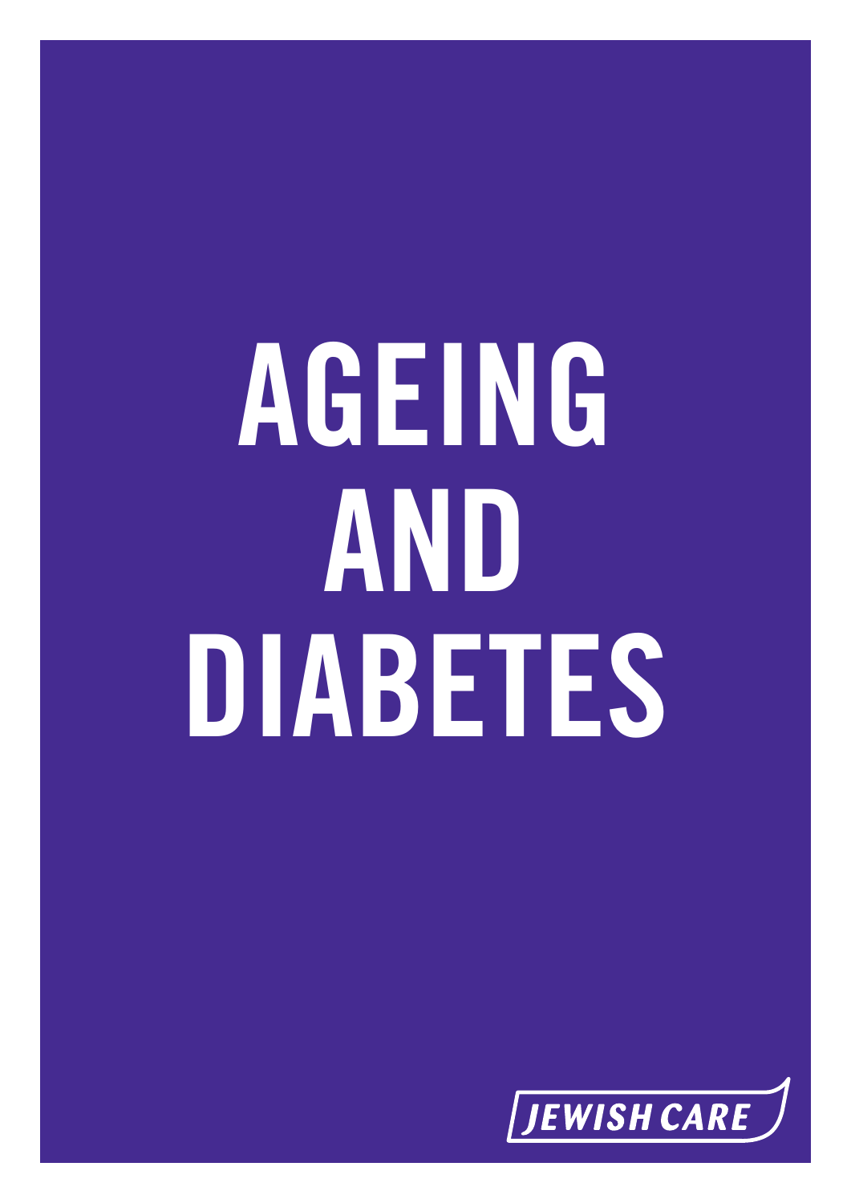# AGEING AND DIABETES

JEWISH CARE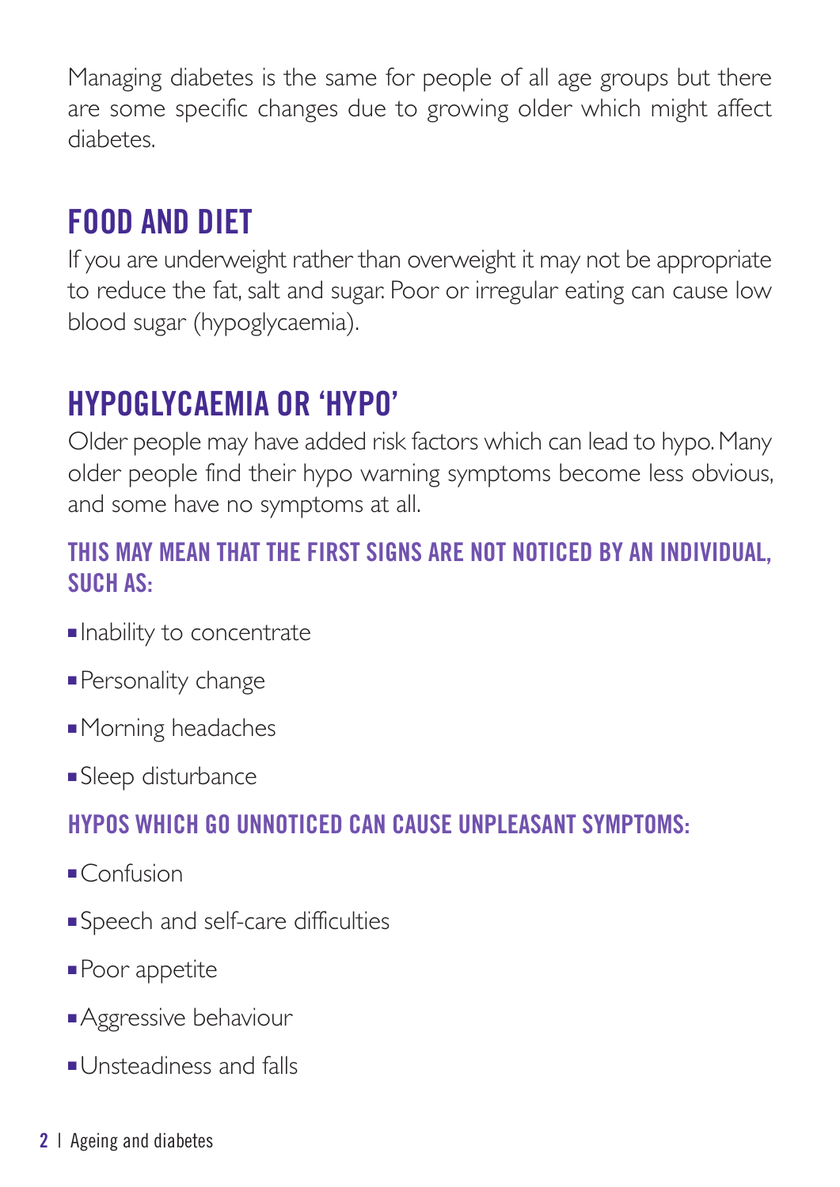Managing diabetes is the same for people of all age groups but there are some specific changes due to growing older which might affect diabetes.

## FOOD AND DIET

If you are underweight rather than overweight it may not be appropriate to reduce the fat, salt and sugar. Poor or irregular eating can cause low blood sugar (hypoglycaemia).

## HYPOGLYCAEMIA OR 'HYPO'

Older people may have added risk factors which can lead to hypo. Many older people find their hypo warning symptoms become less obvious, and some have no symptoms at all.

### THIS MAY MEAN THAT THE FIRST SIGNS ARE NOT NOTICED BY AN INDIVIDUAL, SUCH AS:

- Inability to concentrate
- Personality change
- Morning headaches
- Sleep disturbance

### HYPOS WHICH GO UNNOTICED CAN CAUSE UNPLEASANT SYMPTOMS:

- Confusion
- Speech and self-care difficulties
- Poor appetite
- Aggressive behaviour
- Unsteadiness and falls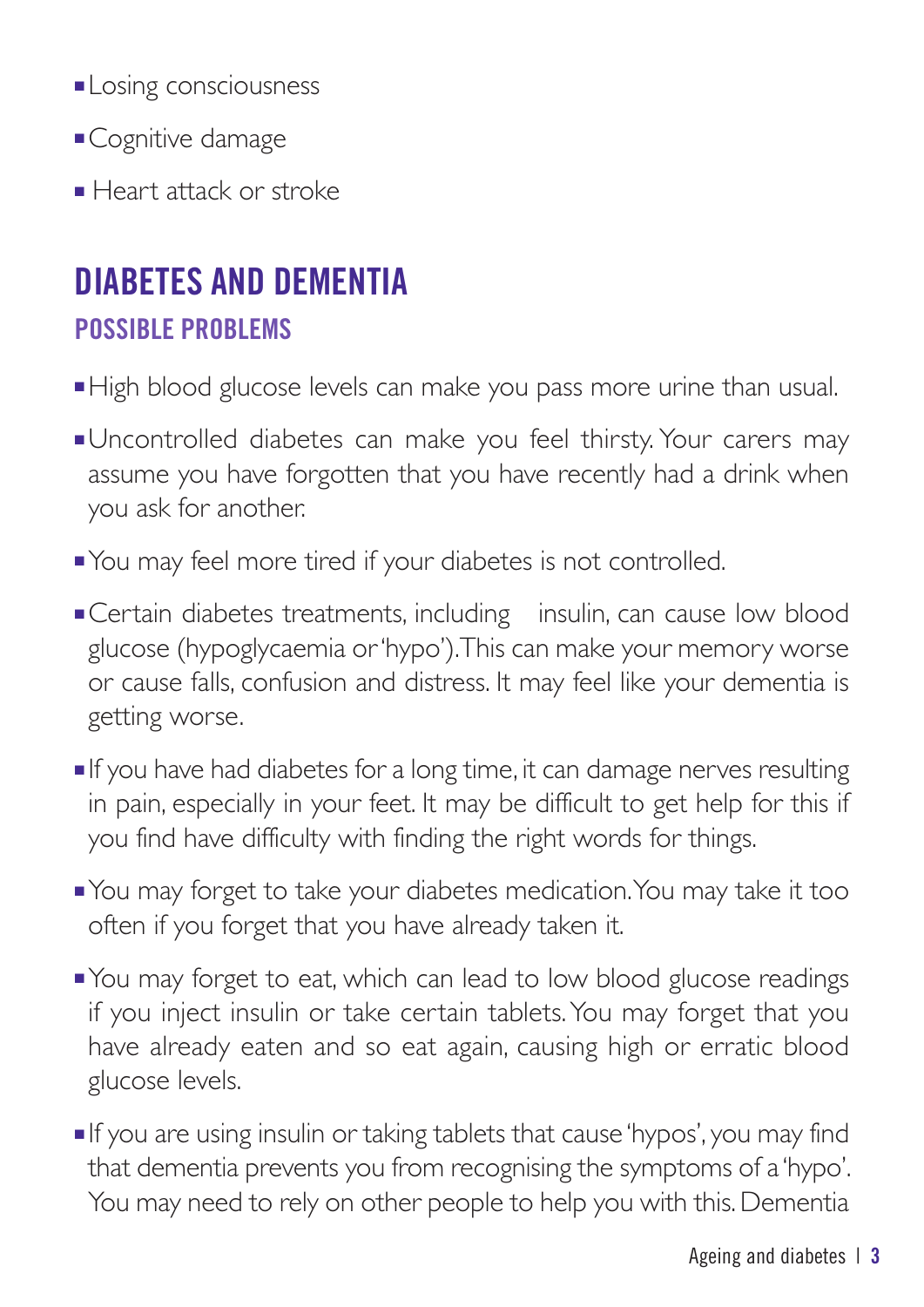- Losing consciousness
- Cognitive damage
- Heart attack or stroke

## DIABETES AND DEMENTIA

### POSSIBLE PROBLEMS

- High blood glucose levels can make you pass more urine than usual.
- Uncontrolled diabetes can make you feel thirsty. Your carers may assume you have forgotten that you have recently had a drink when you ask for another.
- You may feel more tired if your diabetes is not controlled.
- Certain diabetes treatments, including insulin, can cause low blood glucose (hypoglycaemia or 'hypo'). This can make your memory worse or cause falls, confusion and distress. It may feel like your dementia is getting worse.
- If you have had diabetes for a long time, it can damage nerves resulting in pain, especially in your feet. It may be difficult to get help for this if you find have difficulty with finding the right words for things.
- You may forget to take your diabetes medication. You may take it too often if you forget that you have already taken it.
- You may forget to eat, which can lead to low blood glucose readings if you inject insulin or take certain tablets. You may forget that you have already eaten and so eat again, causing high or erratic blood glucose levels.
- If you are using insulin or taking tablets that cause 'hypos', you may find that dementia prevents you from recognising the symptoms of a 'hypo'. You may need to rely on other people to help you with this. Dementia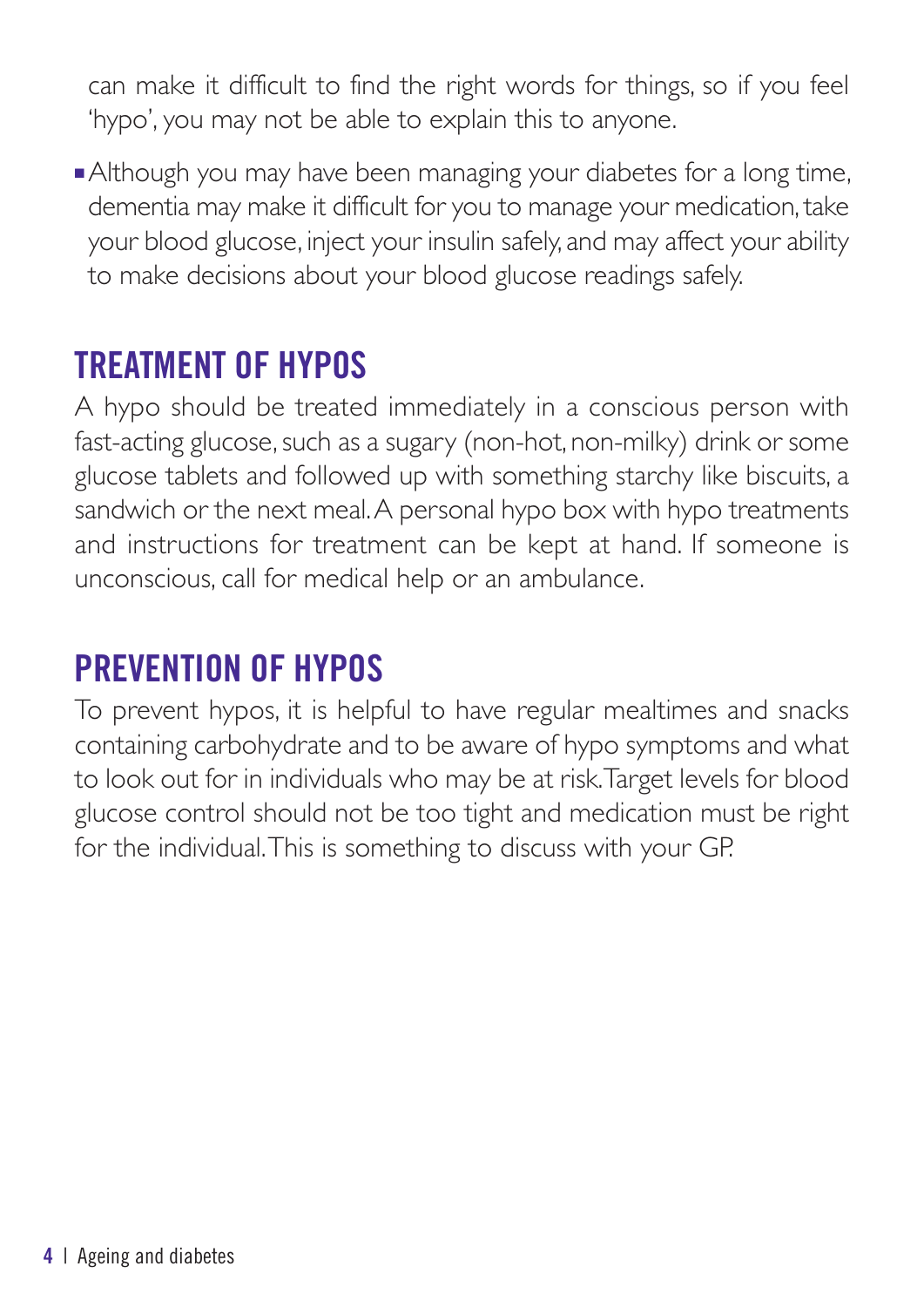can make it difficult to find the right words for things, so if you feel 'hypo', you may not be able to explain this to anyone.

- Although you may have been managing your diabetes for a long time, dementia may make it difficult for you to manage your medication, take your blood glucose, inject your insulin safely, and may affect your ability to make decisions about your blood glucose readings safely.

## TREATMENT OF HYPOS

A hypo should be treated immediately in a conscious person with fast-acting glucose, such as a sugary (non-hot, non-milky) drink or some glucose tablets and followed up with something starchy like biscuits, a sandwich or the next meal. A personal hypo box with hypo treatments and instructions for treatment can be kept at hand. If someone is unconscious, call for medical help or an ambulance.

## PREVENTION OF HYPOS

To prevent hypos, it is helpful to have regular mealtimes and snacks containing carbohydrate and to be aware of hypo symptoms and what to look out for in individuals who may be at risk. Target levels for blood glucose control should not be too tight and medication must be right for the individual. This is something to discuss with your GP.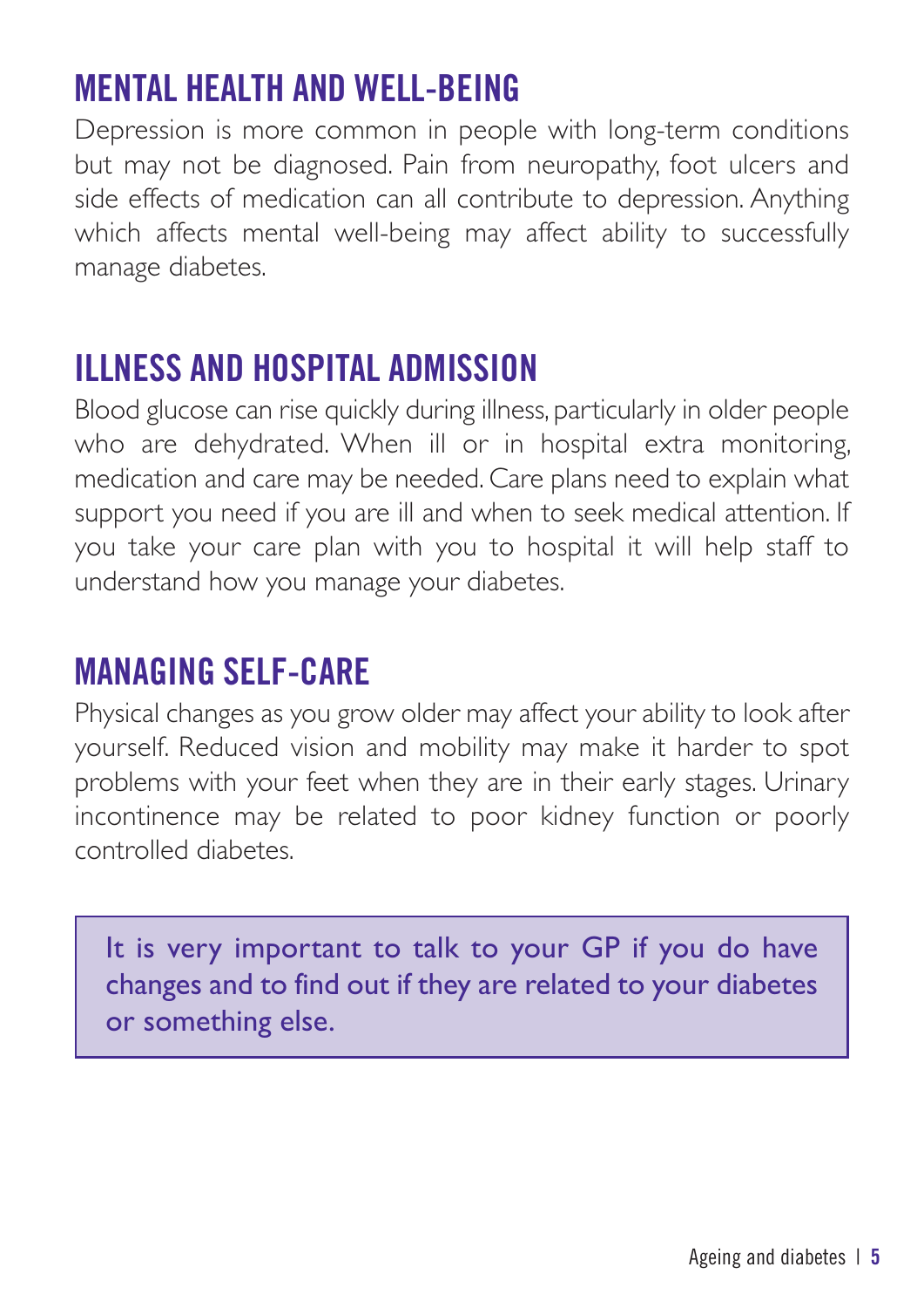## MENTAL HEALTH AND WELL-BEING

Depression is more common in people with long-term conditions but may not be diagnosed. Pain from neuropathy, foot ulcers and side effects of medication can all contribute to depression. Anything which affects mental well-being may affect ability to successfully manage diabetes.

## ILLNESS AND HOSPITAL ADMISSION

Blood glucose can rise quickly during illness, particularly in older people who are dehydrated. When ill or in hospital extra monitoring, medication and care may be needed. Care plans need to explain what support you need if you are ill and when to seek medical attention. If you take your care plan with you to hospital it will help staff to understand how you manage your diabetes.

## MANAGING SELF-CARE

Physical changes as you grow older may affect your ability to look after yourself. Reduced vision and mobility may make it harder to spot problems with your feet when they are in their early stages. Urinary incontinence may be related to poor kidney function or poorly controlled diabetes.

> It is very important to talk to your GP if you do have changes and to find out if they are related to your diabetes or something else.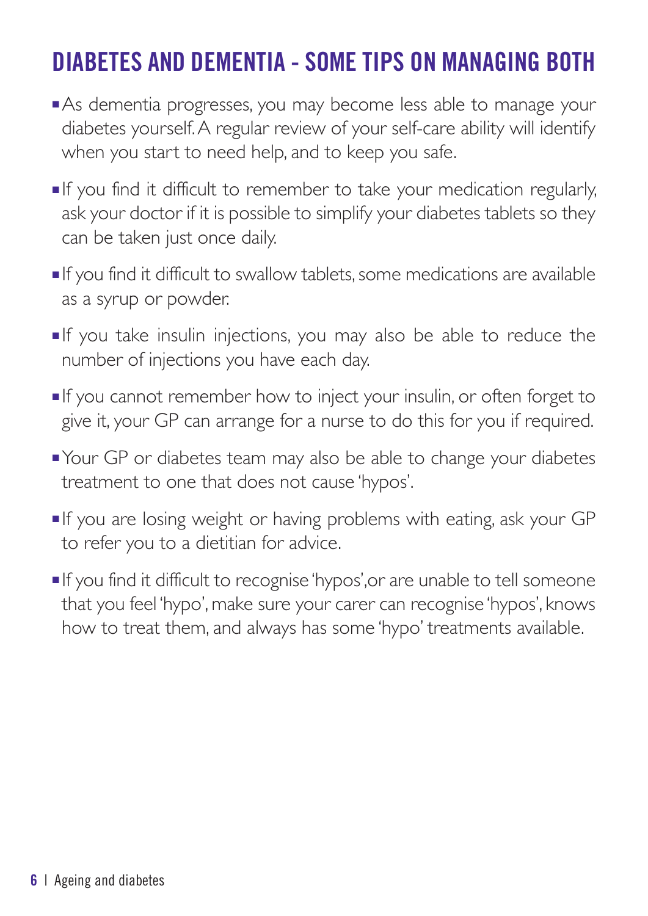## DIABETES AND DEMENTIA - SOME TIPS ON MANAGING BOTH

- As dementia progresses, you may become less able to manage your diabetes yourself. A regular review of your self-care ability will identify when you start to need help, and to keep you safe.
- If you find it difficult to remember to take your medication regularly, ask your doctor if it is possible to simplify your diabetes tablets so they can be taken just once daily.
- If you find it difficult to swallow tablets, some medications are available as a syrup or powder.
- If you take insulin injections, you may also be able to reduce the number of injections you have each day.
- If you cannot remember how to inject your insulin, or often forget to give it, your GP can arrange for a nurse to do this for you if required.
- Your GP or diabetes team may also be able to change your diabetes treatment to one that does not cause 'hypos'.
- If you are losing weight or having problems with eating, ask your GP to refer you to a dietitian for advice.
- If you find it difficult to recognise 'hypos',or are unable to tell someone that you feel 'hypo', make sure your carer can recognise 'hypos', knows how to treat them, and always has some 'hypo' treatments available.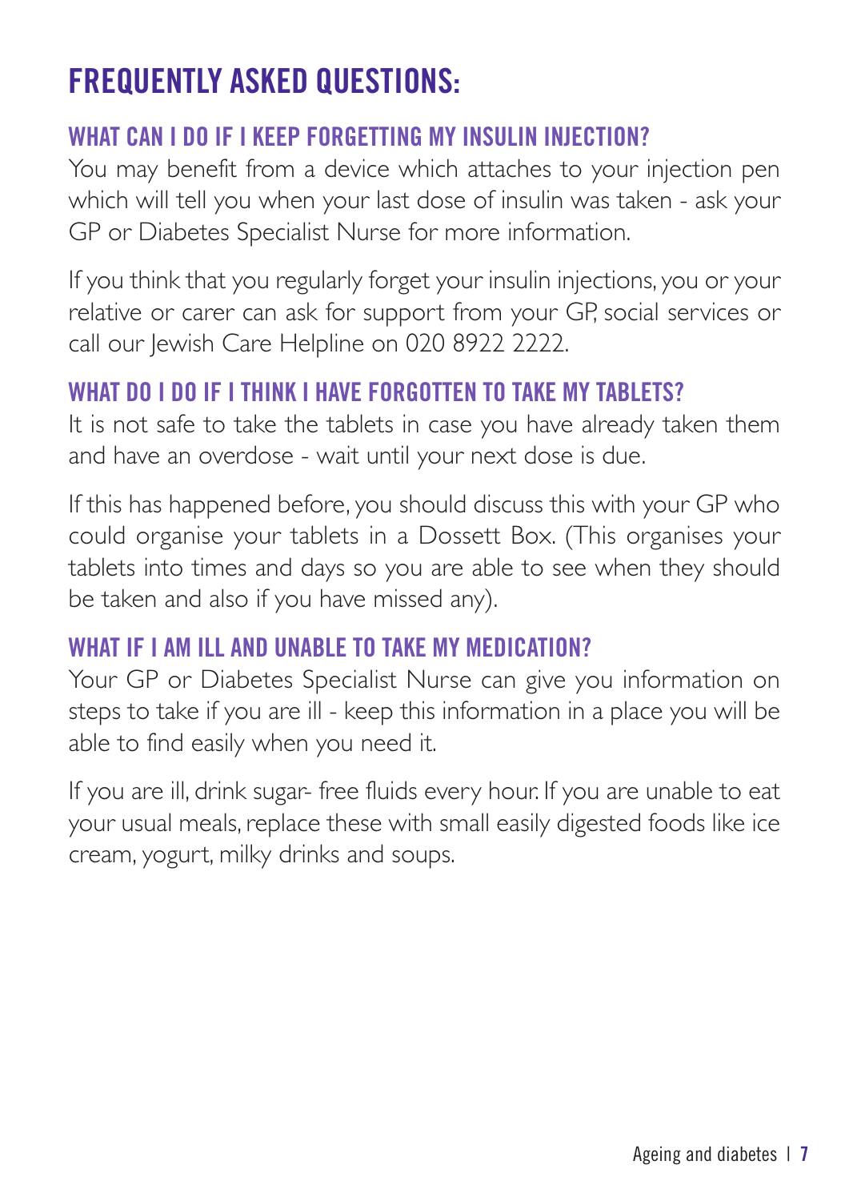# FREQUENTLY ASKED QUESTIONS:

## WHAT CAN I DO IF I KEEP FORGETTING MY INSULIN INJECTION?

You may benefit from a device which attaches to your injection pen which will tell you when your last dose of insulin was taken - ask your GP or Diabetes Specialist Nurse for more information.

If you think that you regularly forget your insulin injections, you or your relative or carer can ask for support from your GP, social services or call our Jewish Care Helpline on 020 8922 2222.

## WHAT DO I DO IF I THINK I HAVE FORGOTTEN TO TAKE MY TABLETS?

It is not safe to take the tablets in case you have already taken them and have an overdose - wait until your next dose is due.

If this has happened before, you should discuss this with your GP who could organise your tablets in a Dossett Box. (This organises your tablets into times and days so you are able to see when they should be taken and also if you have missed any).

## WHAT IF I AM ILL AND UNABLE TO TAKE MY MEDICATION?

Your GP or Diabetes Specialist Nurse can give you information on steps to take if you are ill - keep this information in a place you will be able to find easily when you need it.

If you are ill, drink sugar- free fluids every hour. If you are unable to eat your usual meals, replace these with small easily digested foods like ice cream, yogurt, milky drinks and soups.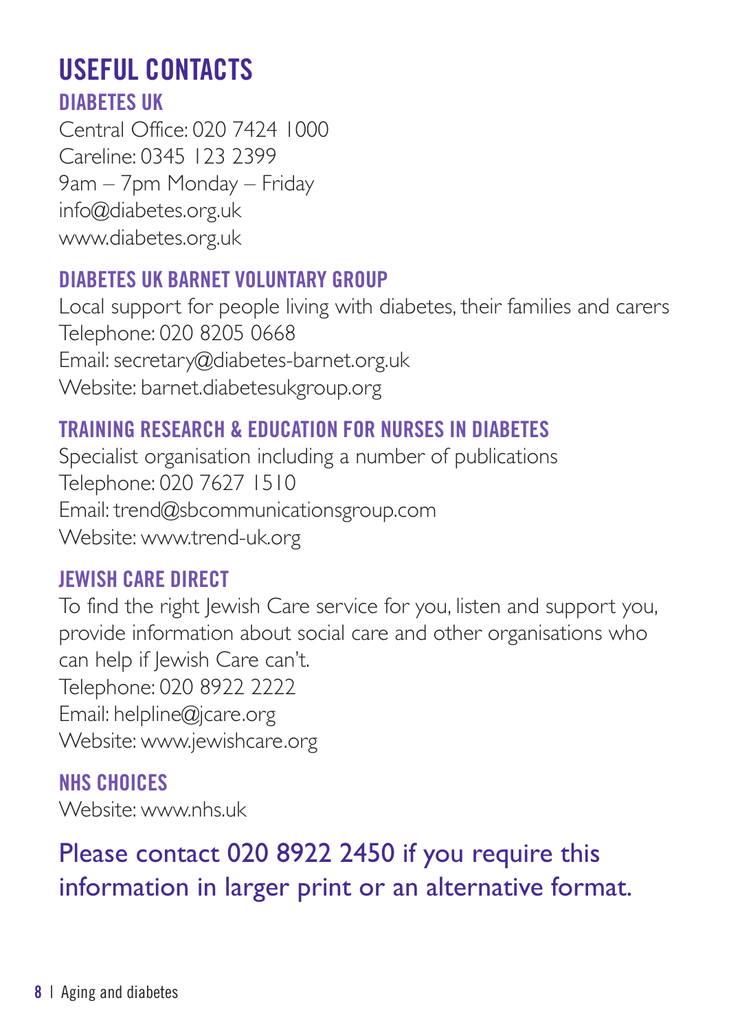# USEFUL CONTACTS

## DIABETES UK

Central Office: 020 7424 1000
Careline: 0345 123 2399
9am – 7pm Monday – Friday
info@diabetes.org.uk
www.diabetes.org.uk

## DIABETES UK BARNET VOLUNTARY GROUP

Local support for people living with diabetes, their families and carers
Telephone: 020 8205 0668
Email: secretary@diabetes-barnet.org.uk
Website: barnet.diabetesukgroup.org

## TRAINING RESEARCH & EDUCATION FOR NURSES IN DIABETES

Specialist organisation including a number of publications
Telephone: 020 7627 1510
Email: trend@sbcommunicationsgroup.com
Website: www.trend-uk.org

## JEWISH CARE DIRECT

To find the right Jewish Care service for you, listen and support you, provide information about social care and other organisations who can help if Jewish Care can't.
Telephone: 020 8922 2222
Email: helpline@jcare.org
Website: www.jewishcare.org

## NHS CHOICES

Website: www.nhs.uk

Please contact 020 8922 2450 if you require this information in larger print or an alternative format.